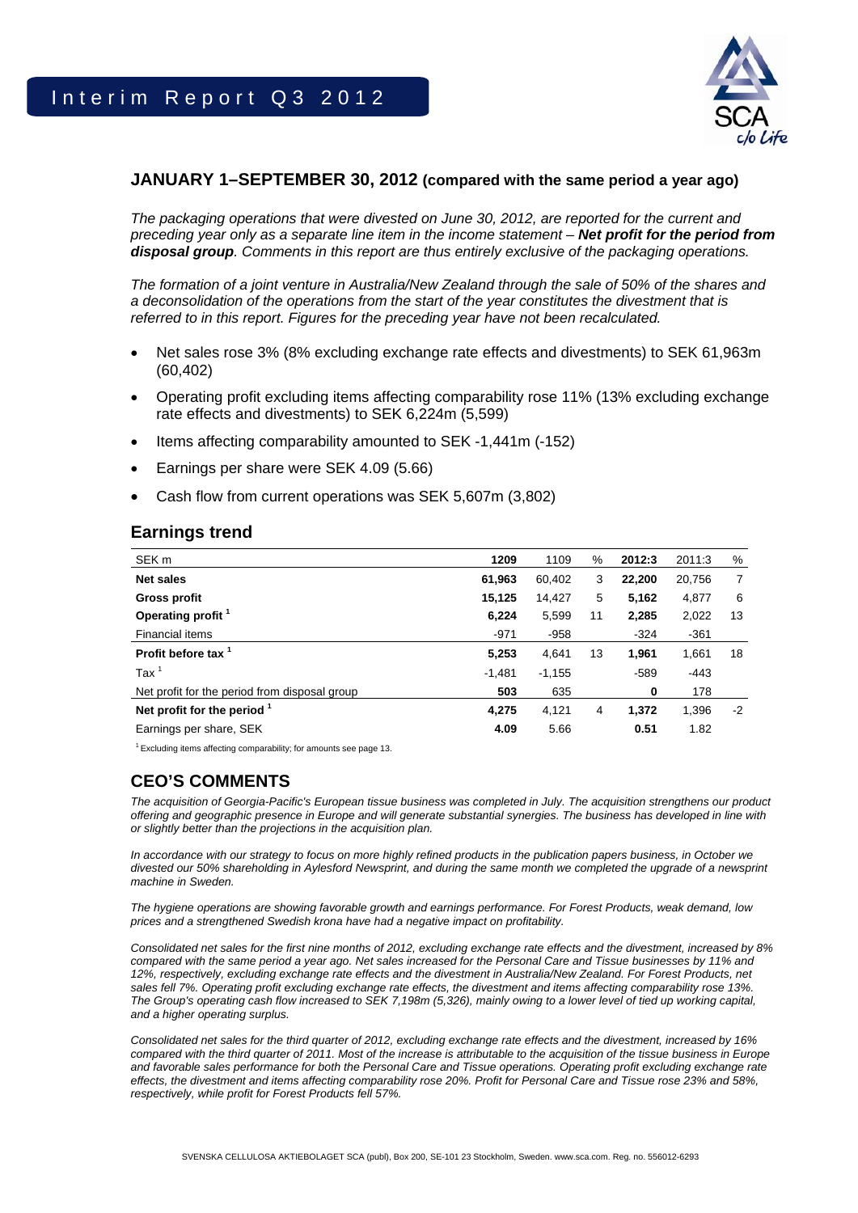# Interim Report Q3 2012

## JANUARY 1–SEPTEMBER 30, 2012 (compared with the same period a year ago)

*The packaging operations that were divested on June 30, 2012, are reported for the current and preceding year only as a separate line item in the income statement – **Net profit for the period from disposal group**. Comments in this report are thus entirely exclusive of the packaging operations.*

*The formation of a joint venture in Australia/New Zealand through the sale of 50% of the shares and a deconsolidation of the operations from the start of the year constitutes the divestment that is referred to in this report. Figures for the preceding year have not been recalculated.*

- Net sales rose 3% (8% excluding exchange rate effects and divestments) to SEK 61,963m (60,402)
- Operating profit excluding items affecting comparability rose 11% (13% excluding exchange rate effects and divestments) to SEK 6,224m (5,599)
- Items affecting comparability amounted to SEK -1,441m (-152)
- Earnings per share were SEK 4.09 (5.66)
- Cash flow from current operations was SEK 5,607m (3,802)

## Earnings trend

| SEK m | 1209 | 1109 | % | 2012:3 | 2011:3 | % |
|---|---|---|---|---|---|---|
| **Net sales** | **61,963** | 60,402 | 3 | **22,200** | 20,756 | 7 |
| **Gross profit** | **15,125** | 14,427 | 5 | **5,162** | 4,877 | 6 |
| **Operating profit** [1] | **6,224** | 5,599 | 11 | **2,285** | 2,022 | 13 |
| Financial items | -971 | -958 | | -324 | -361 | |
| **Profit before tax** [1] | **5,253** | 4,641 | 13 | **1,961** | 1,661 | 18 |
| Tax [1] | -1,481 | -1,155 | | -589 | -443 | |
| Net profit for the period from disposal group | **503** | 635 | | **0** | 178 | |
| **Net profit for the period** [1] | **4,275** | 4,121 | 4 | **1,372** | 1,396 | -2 |
| Earnings per share, SEK | **4.09** | 5.66 | | **0.51** | 1.82 | |

[1] Excluding items affecting comparability; for amounts see page 13.

## CEO'S COMMENTS

*The acquisition of Georgia-Pacific's European tissue business was completed in July. The acquisition strengthens our product offering and geographic presence in Europe and will generate substantial synergies. The business has developed in line with or slightly better than the projections in the acquisition plan.*

*In accordance with our strategy to focus on more highly refined products in the publication papers business, in October we divested our 50% shareholding in Aylesford Newsprint, and during the same month we completed the upgrade of a newsprint machine in Sweden.*

*The hygiene operations are showing favorable growth and earnings performance. For Forest Products, weak demand, low prices and a strengthened Swedish krona have had a negative impact on profitability.*

*Consolidated net sales for the first nine months of 2012, excluding exchange rate effects and the divestment, increased by 8% compared with the same period a year ago. Net sales increased for the Personal Care and Tissue businesses by 11% and 12%, respectively, excluding exchange rate effects and the divestment in Australia/New Zealand. For Forest Products, net sales fell 7%. Operating profit excluding exchange rate effects, the divestment and items affecting comparability rose 13%. The Group's operating cash flow increased to SEK 7,198m (5,326), mainly owing to a lower level of tied up working capital, and a higher operating surplus.*

*Consolidated net sales for the third quarter of 2012, excluding exchange rate effects and the divestment, increased by 16% compared with the third quarter of 2011. Most of the increase is attributable to the acquisition of the tissue business in Europe and favorable sales performance for both the Personal Care and Tissue operations. Operating profit excluding exchange rate effects, the divestment and items affecting comparability rose 20%. Profit for Personal Care and Tissue rose 23% and 58%, respectively, while profit for Forest Products fell 57%.*

SVENSKA CELLULOSA AKTIEBOLAGET SCA (publ), Box 200, SE-101 23 Stockholm, Sweden. www.sca.com. Reg. no. 556012-6293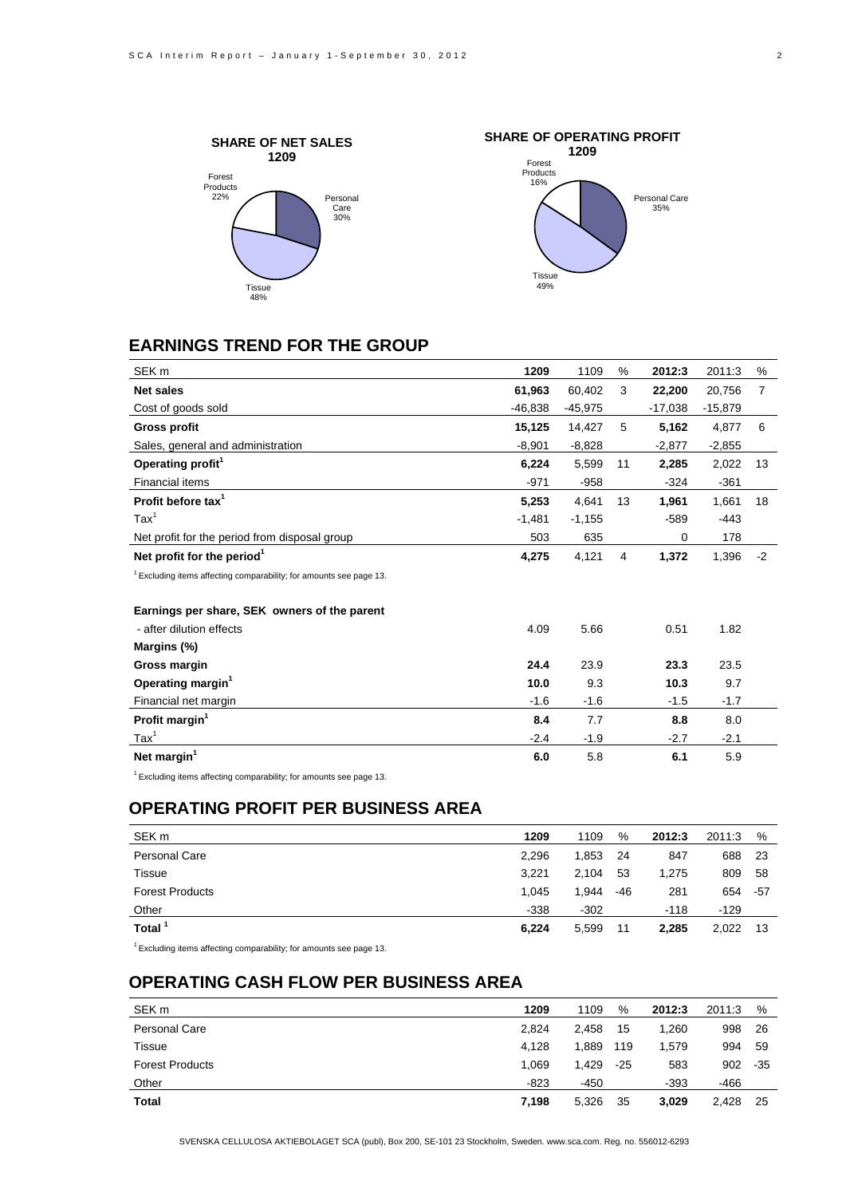**SHARE OF NET SALES 1209**

Forest Products 22%
Personal Care 30%
Tissue 48%

**SHARE OF OPERATING PROFIT 1209**

Forest Products 16%
Personal Care 35%
Tissue 49%

## EARNINGS TREND FOR THE GROUP

| SEK m | 1209 | 1109 | % | 2012:3 | 2011:3 | % |
|---|---|---|---|---|---|---|
| **Net sales** | **61,963** | 60,402 | 3 | **22,200** | 20,756 | 7 |
| Cost of goods sold | -46,838 | -45,975 | | -17,038 | -15,879 | |
| **Gross profit** | **15,125** | 14,427 | 5 | **5,162** | 4,877 | 6 |
| Sales, general and administration | -8,901 | -8,828 | | -2,877 | -2,855 | |
| **Operating profit**[1] | **6,224** | 5,599 | 11 | **2,285** | 2,022 | 13 |
| Financial items | -971 | -958 | | -324 | -361 | |
| **Profit before tax**[1] | **5,253** | 4,641 | 13 | **1,961** | 1,661 | 18 |
| Tax[1] | -1,481 | -1,155 | | -589 | -443 | |
| Net profit for the period from disposal group | 503 | 635 | | 0 | 178 | |
| **Net profit for the period**[1] | **4,275** | 4,121 | 4 | **1,372** | 1,396 | -2 |

[1] Excluding items affecting comparability; for amounts see page 13.

| | 1209 | 1109 | | 2012:3 | 2011:3 |
|---|---|---|---|---|---|
| **Earnings per share, SEK owners of the parent** | | | | | |
| - after dilution effects | 4.09 | 5.66 | | 0.51 | 1.82 |
| **Margins (%)** | | | | | |
| **Gross margin** | **24.4** | 23.9 | | **23.3** | 23.5 |
| **Operating margin**[1] | **10.0** | 9.3 | | **10.3** | 9.7 |
| Financial net margin | -1.6 | -1.6 | | -1.5 | -1.7 |
| **Profit margin**[1] | **8.4** | 7.7 | | **8.8** | 8.0 |
| Tax[1] | -2.4 | -1.9 | | -2.7 | -2.1 |
| **Net margin**[1] | **6.0** | 5.8 | | **6.1** | 5.9 |

[1] Excluding items affecting comparability; for amounts see page 13.

## OPERATING PROFIT PER BUSINESS AREA

| SEK m | 1209 | 1109 | % | 2012:3 | 2011:3 | % |
|---|---|---|---|---|---|---|
| Personal Care | 2,296 | 1,853 | 24 | 847 | 688 | 23 |
| Tissue | 3,221 | 2,104 | 53 | 1,275 | 809 | 58 |
| Forest Products | 1,045 | 1,944 | -46 | 281 | 654 | -57 |
| Other | -338 | -302 | | -118 | -129 | |
| **Total**[1] | **6,224** | 5,599 | 11 | **2,285** | 2,022 | 13 |

[1] Excluding items affecting comparability; for amounts see page 13.

## OPERATING CASH FLOW PER BUSINESS AREA

| SEK m | 1209 | 1109 | % | 2012:3 | 2011:3 | % |
|---|---|---|---|---|---|---|
| Personal Care | 2,824 | 2,458 | 15 | 1,260 | 998 | 26 |
| Tissue | 4,128 | 1,889 | 119 | 1,579 | 994 | 59 |
| Forest Products | 1,069 | 1,429 | -25 | 583 | 902 | -35 |
| Other | -823 | -450 | | -393 | -466 | |
| **Total** | **7,198** | 5,326 | 35 | **3,029** | 2,428 | 25 |

SVENSKA CELLULOSA AKTIEBOLAGET SCA (publ), Box 200, SE-101 23 Stockholm, Sweden. www.sca.com. Reg. no. 556012-6293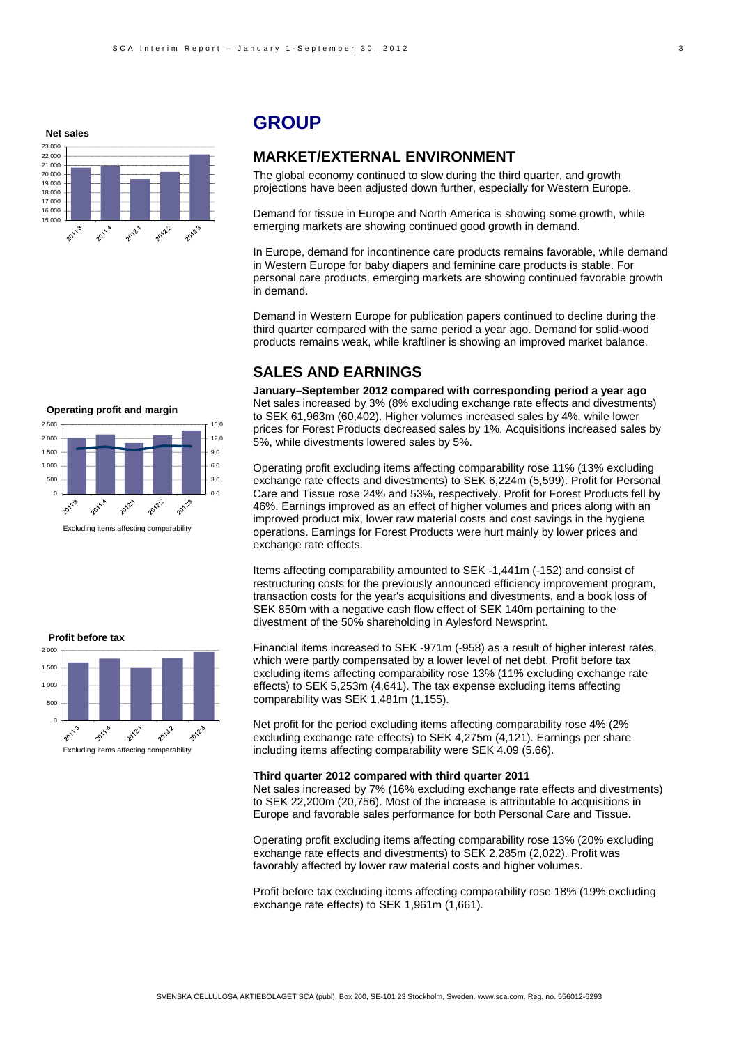**Net sales**

**Operating profit and margin**

Excluding items affecting comparability

**Profit before tax**

Excluding items affecting comparability

# GROUP

## MARKET/EXTERNAL ENVIRONMENT

The global economy continued to slow during the third quarter, and growth projections have been adjusted down further, especially for Western Europe.

Demand for tissue in Europe and North America is showing some growth, while emerging markets are showing continued good growth in demand.

In Europe, demand for incontinence care products remains favorable, while demand in Western Europe for baby diapers and feminine care products is stable. For personal care products, emerging markets are showing continued favorable growth in demand.

Demand in Western Europe for publication papers continued to decline during the third quarter compared with the same period a year ago. Demand for solid-wood products remains weak, while kraftliner is showing an improved market balance.

## SALES AND EARNINGS

**January–September 2012 compared with corresponding period a year ago**

Net sales increased by 3% (8% excluding exchange rate effects and divestments) to SEK 61,963m (60,402). Higher volumes increased sales by 4%, while lower prices for Forest Products decreased sales by 1%. Acquisitions increased sales by 5%, while divestments lowered sales by 5%.

Operating profit excluding items affecting comparability rose 11% (13% excluding exchange rate effects and divestments) to SEK 6,224m (5,599). Profit for Personal Care and Tissue rose 24% and 53%, respectively. Profit for Forest Products fell by 46%. Earnings improved as an effect of higher volumes and prices along with an improved product mix, lower raw material costs and cost savings in the hygiene operations. Earnings for Forest Products were hurt mainly by lower prices and exchange rate effects.

Items affecting comparability amounted to SEK -1,441m (-152) and consist of restructuring costs for the previously announced efficiency improvement program, transaction costs for the year's acquisitions and divestments, and a book loss of SEK 850m with a negative cash flow effect of SEK 140m pertaining to the divestment of the 50% shareholding in Aylesford Newsprint.

Financial items increased to SEK -971m (-958) as a result of higher interest rates, which were partly compensated by a lower level of net debt. Profit before tax excluding items affecting comparability rose 13% (11% excluding exchange rate effects) to SEK 5,253m (4,641). The tax expense excluding items affecting comparability was SEK 1,481m (1,155).

Net profit for the period excluding items affecting comparability rose 4% (2% excluding exchange rate effects) to SEK 4,275m (4,121). Earnings per share including items affecting comparability were SEK 4.09 (5.66).

**Third quarter 2012 compared with third quarter 2011**

Net sales increased by 7% (16% excluding exchange rate effects and divestments) to SEK 22,200m (20,756). Most of the increase is attributable to acquisitions in Europe and favorable sales performance for both Personal Care and Tissue.

Operating profit excluding items affecting comparability rose 13% (20% excluding exchange rate effects and divestments) to SEK 2,285m (2,022). Profit was favorably affected by lower raw material costs and higher volumes.

Profit before tax excluding items affecting comparability rose 18% (19% excluding exchange rate effects) to SEK 1,961m (1,661).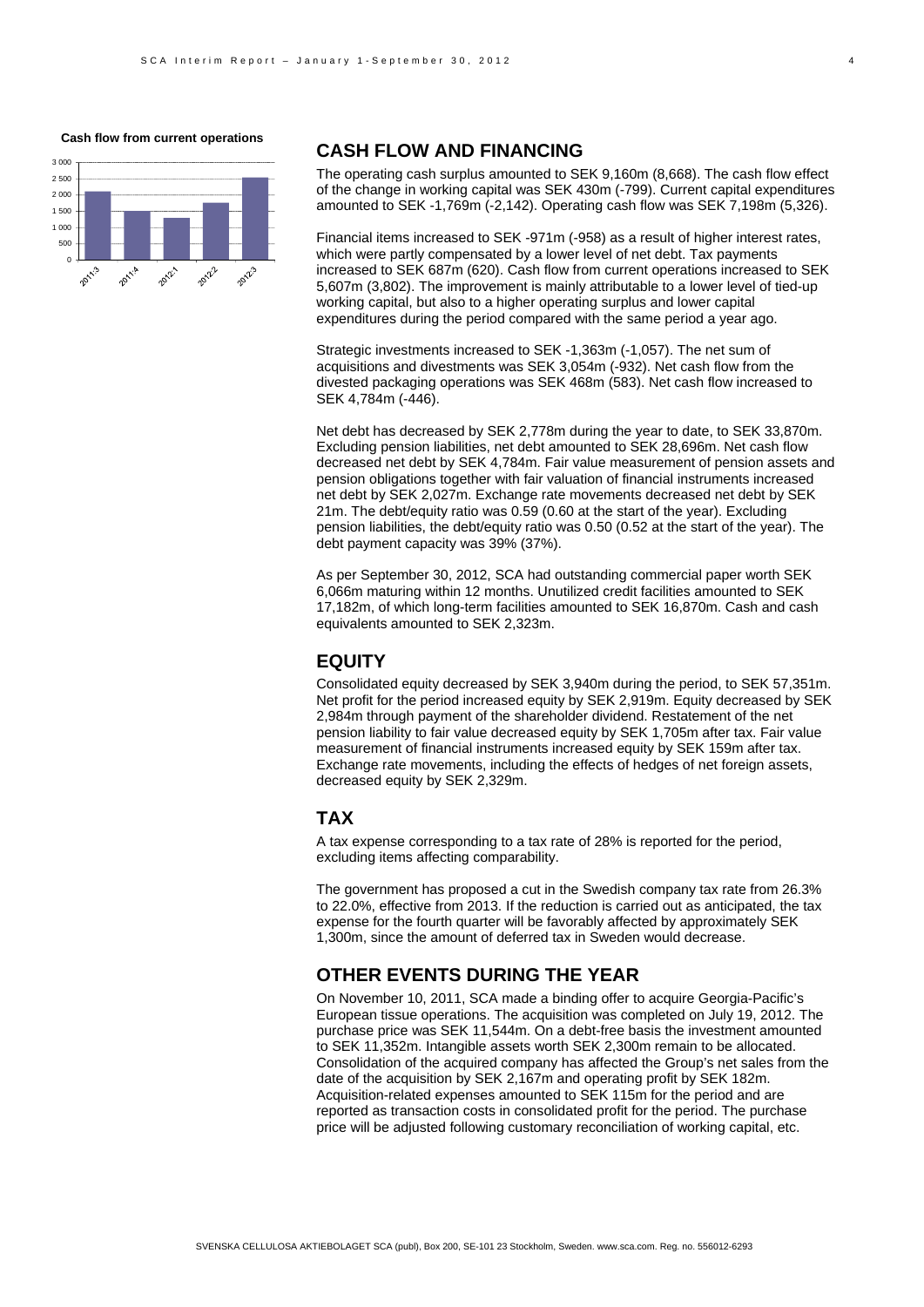**Cash flow from current operations**

## CASH FLOW AND FINANCING

The operating cash surplus amounted to SEK 9,160m (8,668). The cash flow effect of the change in working capital was SEK 430m (-799). Current capital expenditures amounted to SEK -1,769m (-2,142). Operating cash flow was SEK 7,198m (5,326).

Financial items increased to SEK -971m (-958) as a result of higher interest rates, which were partly compensated by a lower level of net debt. Tax payments increased to SEK 687m (620). Cash flow from current operations increased to SEK 5,607m (3,802). The improvement is mainly attributable to a lower level of tied-up working capital, but also to a higher operating surplus and lower capital expenditures during the period compared with the same period a year ago.

Strategic investments increased to SEK -1,363m (-1,057). The net sum of acquisitions and divestments was SEK 3,054m (-932). Net cash flow from the divested packaging operations was SEK 468m (583). Net cash flow increased to SEK 4,784m (-446).

Net debt has decreased by SEK 2,778m during the year to date, to SEK 33,870m. Excluding pension liabilities, net debt amounted to SEK 28,696m. Net cash flow decreased net debt by SEK 4,784m. Fair value measurement of pension assets and pension obligations together with fair valuation of financial instruments increased net debt by SEK 2,027m. Exchange rate movements decreased net debt by SEK 21m. The debt/equity ratio was 0.59 (0.60 at the start of the year). Excluding pension liabilities, the debt/equity ratio was 0.50 (0.52 at the start of the year). The debt payment capacity was 39% (37%).

As per September 30, 2012, SCA had outstanding commercial paper worth SEK 6,066m maturing within 12 months. Unutilized credit facilities amounted to SEK 17,182m, of which long-term facilities amounted to SEK 16,870m. Cash and cash equivalents amounted to SEK 2,323m.

## EQUITY

Consolidated equity decreased by SEK 3,940m during the period, to SEK 57,351m. Net profit for the period increased equity by SEK 2,919m. Equity decreased by SEK 2,984m through payment of the shareholder dividend. Restatement of the net pension liability to fair value decreased equity by SEK 1,705m after tax. Fair value measurement of financial instruments increased equity by SEK 159m after tax. Exchange rate movements, including the effects of hedges of net foreign assets, decreased equity by SEK 2,329m.

## TAX

A tax expense corresponding to a tax rate of 28% is reported for the period, excluding items affecting comparability.

The government has proposed a cut in the Swedish company tax rate from 26.3% to 22.0%, effective from 2013. If the reduction is carried out as anticipated, the tax expense for the fourth quarter will be favorably affected by approximately SEK 1,300m, since the amount of deferred tax in Sweden would decrease.

## OTHER EVENTS DURING THE YEAR

On November 10, 2011, SCA made a binding offer to acquire Georgia-Pacific's European tissue operations. The acquisition was completed on July 19, 2012. The purchase price was SEK 11,544m. On a debt-free basis the investment amounted to SEK 11,352m. Intangible assets worth SEK 2,300m remain to be allocated. Consolidation of the acquired company has affected the Group's net sales from the date of the acquisition by SEK 2,167m and operating profit by SEK 182m. Acquisition-related expenses amounted to SEK 115m for the period and are reported as transaction costs in consolidated profit for the period. The purchase price will be adjusted following customary reconciliation of working capital, etc.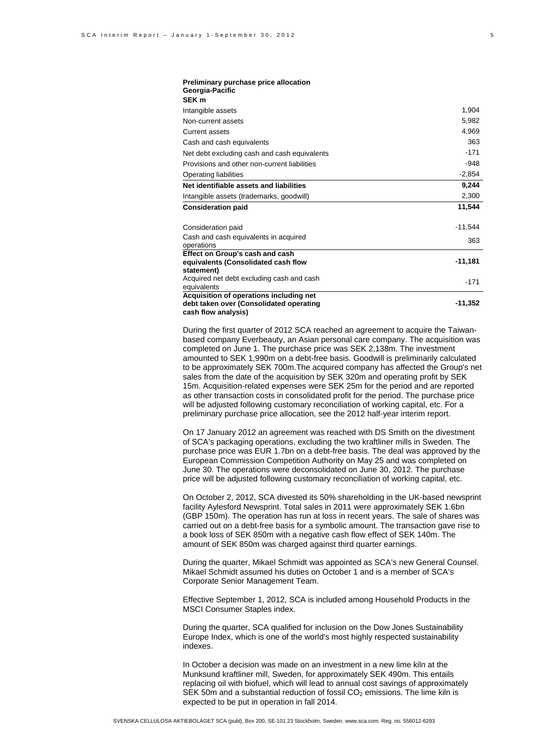**Preliminary purchase price allocation Georgia-Pacific**
**SEK m**

| | |
|---|---|
| Intangible assets | 1,904 |
| Non-current assets | 5,982 |
| Current assets | 4,969 |
| Cash and cash equivalents | 363 |
| Net debt excluding cash and cash equivalents | -171 |
| Provisions and other non-current liabilities | -948 |
| Operating liabilities | -2,854 |
| **Net identifiable assets and liabilities** | **9,244** |
| Intangible assets (trademarks, goodwill) | 2,300 |
| **Consideration paid** | **11,544** |
| | |
| Consideration paid | -11,544 |
| Cash and cash equivalents in acquired operations | 363 |
| **Effect on Group's cash and cash equivalents (Consolidated cash flow statement)** | **-11,181** |
| Acquired net debt excluding cash and cash equivalents | -171 |
| **Acquisition of operations including net debt taken over (Consolidated operating cash flow analysis)** | **-11,352** |

During the first quarter of 2012 SCA reached an agreement to acquire the Taiwan-based company Everbeauty, an Asian personal care company. The acquisition was completed on June 1. The purchase price was SEK 2,138m. The investment amounted to SEK 1,990m on a debt-free basis. Goodwill is preliminarily calculated to be approximately SEK 700m.The acquired company has affected the Group's net sales from the date of the acquisition by SEK 320m and operating profit by SEK 15m. Acquisition-related expenses were SEK 25m for the period and are reported as other transaction costs in consolidated profit for the period. The purchase price will be adjusted following customary reconciliation of working capital, etc. For a preliminary purchase price allocation, see the 2012 half-year interim report.

On 17 January 2012 an agreement was reached with DS Smith on the divestment of SCA's packaging operations, excluding the two kraftliner mills in Sweden. The purchase price was EUR 1.7bn on a debt-free basis. The deal was approved by the European Commission Competition Authority on May 25 and was completed on June 30. The operations were deconsolidated on June 30, 2012. The purchase price will be adjusted following customary reconciliation of working capital, etc.

On October 2, 2012, SCA divested its 50% shareholding in the UK-based newsprint facility Aylesford Newsprint. Total sales in 2011 were approximately SEK 1.6bn (GBP 150m). The operation has run at loss in recent years. The sale of shares was carried out on a debt-free basis for a symbolic amount. The transaction gave rise to a book loss of SEK 850m with a negative cash flow effect of SEK 140m. The amount of SEK 850m was charged against third quarter earnings.

During the quarter, Mikael Schmidt was appointed as SCA's new General Counsel. Mikael Schmidt assumed his duties on October 1 and is a member of SCA's Corporate Senior Management Team.

Effective September 1, 2012, SCA is included among Household Products in the MSCI Consumer Staples index.

During the quarter, SCA qualified for inclusion on the Dow Jones Sustainability Europe Index, which is one of the world's most highly respected sustainability indexes.

In October a decision was made on an investment in a new lime kiln at the Munksund kraftliner mill, Sweden, for approximately SEK 490m. This entails replacing oil with biofuel, which will lead to annual cost savings of approximately SEK 50m and a substantial reduction of fossil $CO_2$ emissions. The lime kiln is expected to be put in operation in fall 2014.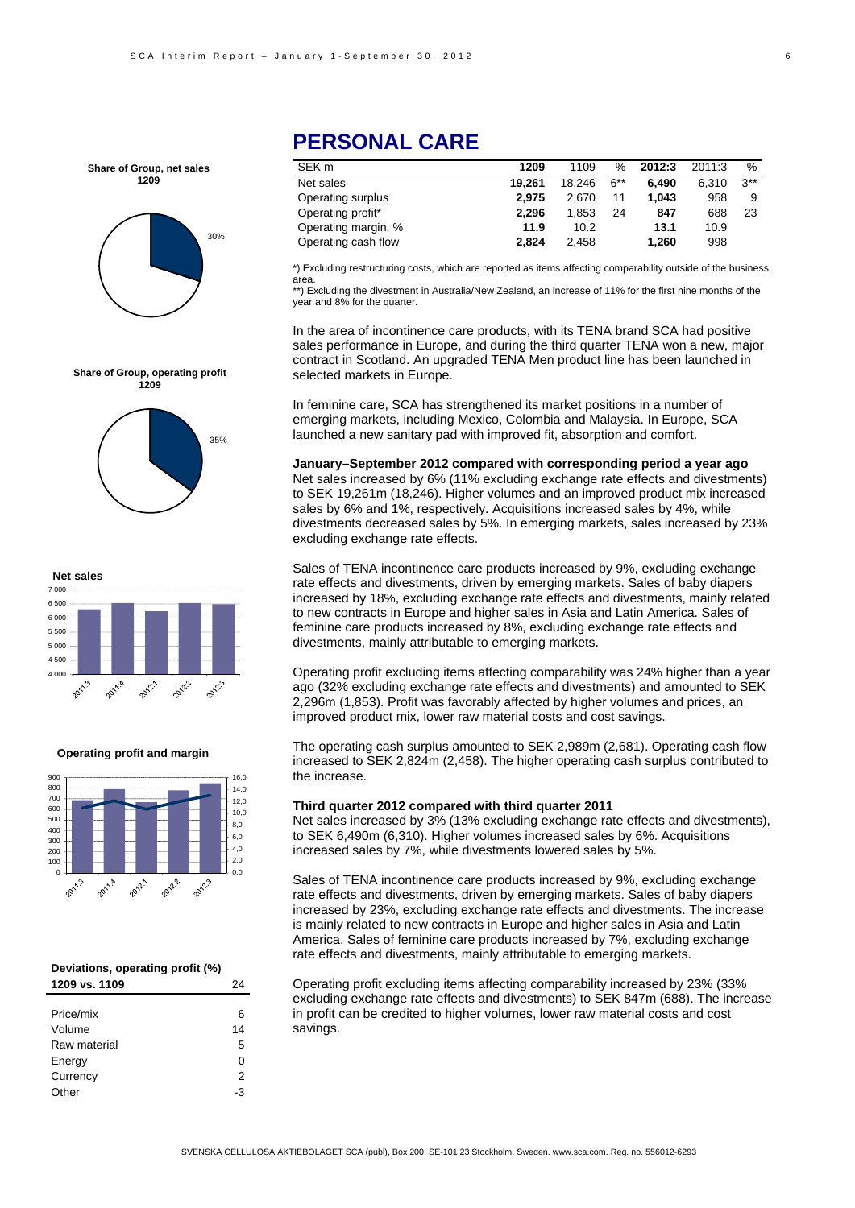# PERSONAL CARE

| SEK m | 1209 | 1109 | % | 2012:3 | 2011:3 | % |
|---|---|---|---|---|---|---|
| Net sales | **19,261** | 18,246 | 6** | **6,490** | 6,310 | 3** |
| Operating surplus | **2,975** | 2,670 | 11 | **1,043** | 958 | 9 |
| Operating profit* | **2,296** | 1,853 | 24 | **847** | 688 | 23 |
| Operating margin, % | **11.9** | 10.2 | | **13.1** | 10.9 | |
| Operating cash flow | **2,824** | 2,458 | | **1,260** | 998 | |

*) Excluding restructuring costs, which are reported as items affecting comparability outside of the business area.

**) Excluding the divestment in Australia/New Zealand, an increase of 11% for the first nine months of the year and 8% for the quarter.

**Share of Group, net sales 1209**

30%

**Share of Group, operating profit 1209**

35%

**Net sales**

**Operating profit and margin**

**Deviations, operating profit (%)**

| 1209 vs. 1109 | 24 |
|---|---|
| Price/mix | 6 |
| Volume | 14 |
| Raw material | 5 |
| Energy | 0 |
| Currency | 2 |
| Other | -3 |

In the area of incontinence care products, with its TENA brand SCA had positive sales performance in Europe, and during the third quarter TENA won a new, major contract in Scotland. An upgraded TENA Men product line has been launched in selected markets in Europe.

In feminine care, SCA has strengthened its market positions in a number of emerging markets, including Mexico, Colombia and Malaysia. In Europe, SCA launched a new sanitary pad with improved fit, absorption and comfort.

**January–September 2012 compared with corresponding period a year ago**

Net sales increased by 6% (11% excluding exchange rate effects and divestments) to SEK 19,261m (18,246). Higher volumes and an improved product mix increased sales by 6% and 1%, respectively. Acquisitions increased sales by 4%, while divestments decreased sales by 5%. In emerging markets, sales increased by 23% excluding exchange rate effects.

Sales of TENA incontinence care products increased by 9%, excluding exchange rate effects and divestments, driven by emerging markets. Sales of baby diapers increased by 18%, excluding exchange rate effects and divestments, mainly related to new contracts in Europe and higher sales in Asia and Latin America. Sales of feminine care products increased by 8%, excluding exchange rate effects and divestments, mainly attributable to emerging markets.

Operating profit excluding items affecting comparability was 24% higher than a year ago (32% excluding exchange rate effects and divestments) and amounted to SEK 2,296m (1,853). Profit was favorably affected by higher volumes and prices, an improved product mix, lower raw material costs and cost savings.

The operating cash surplus amounted to SEK 2,989m (2,681). Operating cash flow increased to SEK 2,824m (2,458). The higher operating cash surplus contributed to the increase.

**Third quarter 2012 compared with third quarter 2011**

Net sales increased by 3% (13% excluding exchange rate effects and divestments), to SEK 6,490m (6,310). Higher volumes increased sales by 6%. Acquisitions increased sales by 7%, while divestments lowered sales by 5%.

Sales of TENA incontinence care products increased by 9%, excluding exchange rate effects and divestments, driven by emerging markets. Sales of baby diapers increased by 23%, excluding exchange rate effects and divestments. The increase is mainly related to new contracts in Europe and higher sales in Asia and Latin America. Sales of feminine care products increased by 7%, excluding exchange rate effects and divestments, mainly attributable to emerging markets.

Operating profit excluding items affecting comparability increased by 23% (33% excluding exchange rate effects and divestments) to SEK 847m (688). The increase in profit can be credited to higher volumes, lower raw material costs and cost savings.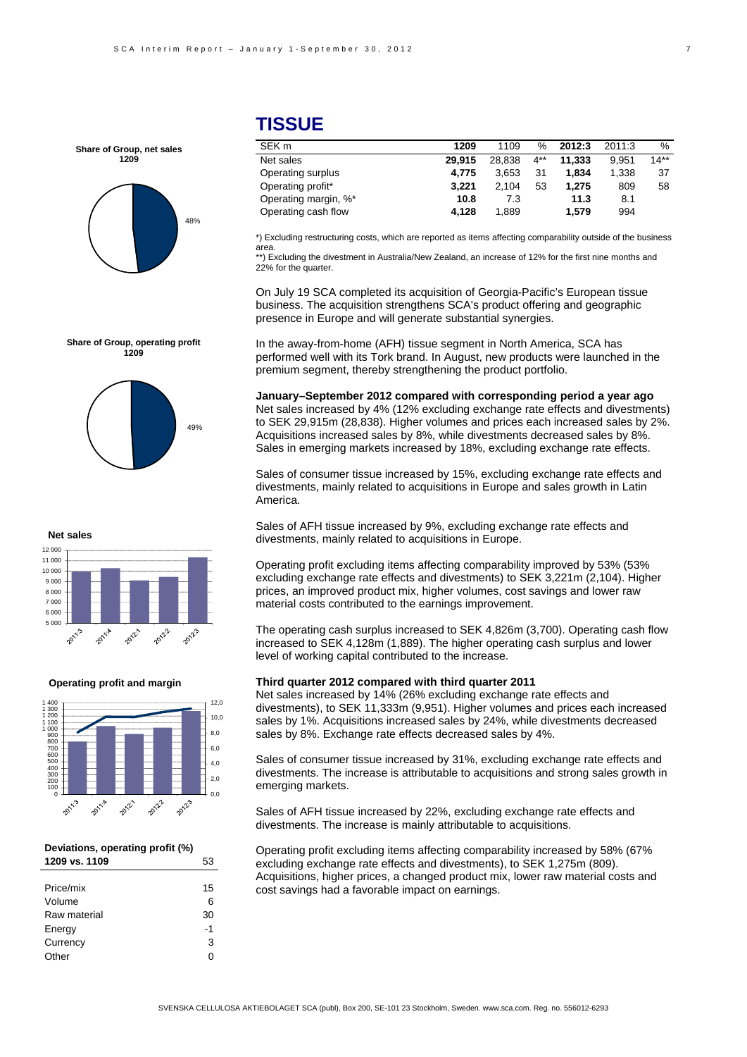## TISSUE

| SEK m | 1209 | 1109 | % | 2012:3 | 2011:3 | % |
|---|---|---|---|---|---|---|
| Net sales | **29,915** | 28,838 | 4** | **11,333** | 9,951 | 14** |
| Operating surplus | **4,775** | 3,653 | 31 | **1,834** | 1,338 | 37 |
| Operating profit* | **3,221** | 2,104 | 53 | **1,275** | 809 | 58 |
| Operating margin, %* | **10.8** | 7.3 | | **11.3** | 8.1 | |
| Operating cash flow | **4,128** | 1,889 | | **1,579** | 994 | |

*) Excluding restructuring costs, which are reported as items affecting comparability outside of the business area.
**) Excluding the divestment in Australia/New Zealand, an increase of 12% for the first nine months and 22% for the quarter.

**Share of Group, net sales 1209**

48%

**Share of Group, operating profit 1209**

49%

**Net sales**

**Operating profit and margin**

**Deviations, operating profit (%)**

| 1209 vs. 1109 | 53 |
|---|---|
| Price/mix | 15 |
| Volume | 6 |
| Raw material | 30 |
| Energy | -1 |
| Currency | 3 |
| Other | 0 |

On July 19 SCA completed its acquisition of Georgia-Pacific's European tissue business. The acquisition strengthens SCA's product offering and geographic presence in Europe and will generate substantial synergies.

In the away-from-home (AFH) tissue segment in North America, SCA has performed well with its Tork brand. In August, new products were launched in the premium segment, thereby strengthening the product portfolio.

**January–September 2012 compared with corresponding period a year ago**
Net sales increased by 4% (12% excluding exchange rate effects and divestments) to SEK 29,915m (28,838). Higher volumes and prices each increased sales by 2%. Acquisitions increased sales by 8%, while divestments decreased sales by 8%. Sales in emerging markets increased by 18%, excluding exchange rate effects.

Sales of consumer tissue increased by 15%, excluding exchange rate effects and divestments, mainly related to acquisitions in Europe and sales growth in Latin America.

Sales of AFH tissue increased by 9%, excluding exchange rate effects and divestments, mainly related to acquisitions in Europe.

Operating profit excluding items affecting comparability improved by 53% (53% excluding exchange rate effects and divestments) to SEK 3,221m (2,104). Higher prices, an improved product mix, higher volumes, cost savings and lower raw material costs contributed to the earnings improvement.

The operating cash surplus increased to SEK 4,826m (3,700). Operating cash flow increased to SEK 4,128m (1,889). The higher operating cash surplus and lower level of working capital contributed to the increase.

**Third quarter 2012 compared with third quarter 2011**
Net sales increased by 14% (26% excluding exchange rate effects and divestments), to SEK 11,333m (9,951). Higher volumes and prices each increased sales by 1%. Acquisitions increased sales by 24%, while divestments decreased sales by 8%. Exchange rate effects decreased sales by 4%.

Sales of consumer tissue increased by 31%, excluding exchange rate effects and divestments. The increase is attributable to acquisitions and strong sales growth in emerging markets.

Sales of AFH tissue increased by 22%, excluding exchange rate effects and divestments. The increase is mainly attributable to acquisitions.

Operating profit excluding items affecting comparability increased by 58% (67% excluding exchange rate effects and divestments), to SEK 1,275m (809). Acquisitions, higher prices, a changed product mix, lower raw material costs and cost savings had a favorable impact on earnings.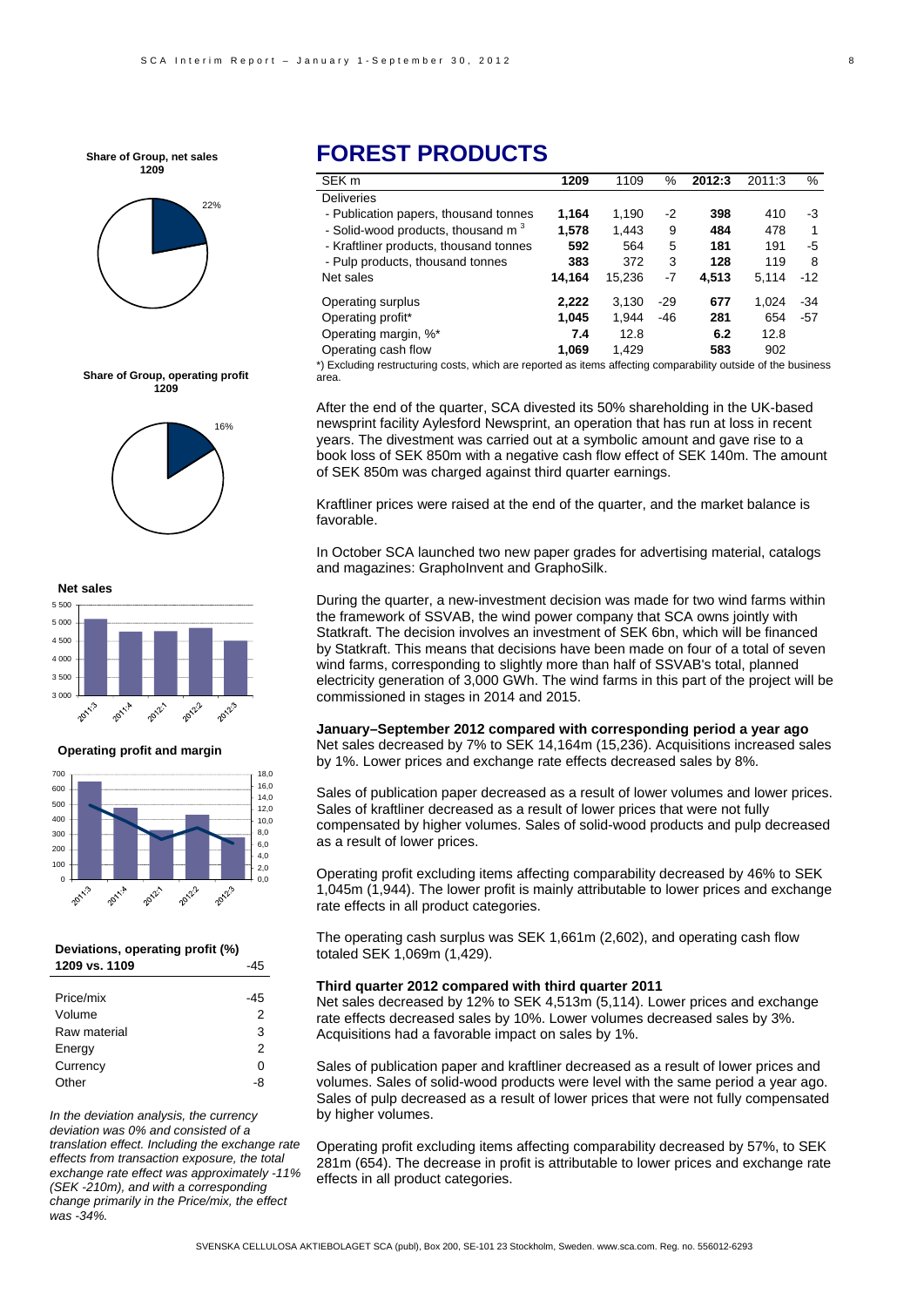**Share of Group, net sales 1209**

22%

**Share of Group, operating profit 1209**

16%

**Net sales**

**Operating profit and margin**

**Deviations, operating profit (%)**

| 1209 vs. 1109 | -45 |
|---|---|
| Price/mix | -45 |
| Volume | 2 |
| Raw material | 3 |
| Energy | 2 |
| Currency | 0 |
| Other | -8 |

*In the deviation analysis, the currency deviation was 0% and consisted of a translation effect. Including the exchange rate effects from transaction exposure, the total exchange rate effect was approximately -11% (SEK -210m), and with a corresponding change primarily in the Price/mix, the effect was -34%.*

# FOREST PRODUCTS

| SEK m | 1209 | 1109 | % | 2012:3 | 2011:3 | % |
|---|---|---|---|---|---|---|
| Deliveries | | | | | | |
| - Publication papers, thousand tonnes | **1,164** | 1,190 | -2 | **398** | 410 | -3 |
| - Solid-wood products, thousand $m^3$ | **1,578** | 1,443 | 9 | **484** | 478 | 1 |
| - Kraftliner products, thousand tonnes | **592** | 564 | 5 | **181** | 191 | -5 |
| - Pulp products, thousand tonnes | **383** | 372 | 3 | **128** | 119 | 8 |
| Net sales | **14,164** | 15,236 | -7 | **4,513** | 5,114 | -12 |
| Operating surplus | **2,222** | 3,130 | -29 | **677** | 1,024 | -34 |
| Operating profit* | **1,045** | 1,944 | -46 | **281** | 654 | -57 |
| Operating margin, %* | **7.4** | 12.8 | | **6.2** | 12.8 | |
| Operating cash flow | **1,069** | 1,429 | | **583** | 902 | |

*) Excluding restructuring costs, which are reported as items affecting comparability outside of the business area.

After the end of the quarter, SCA divested its 50% shareholding in the UK-based newsprint facility Aylesford Newsprint, an operation that has run at loss in recent years. The divestment was carried out at a symbolic amount and gave rise to a book loss of SEK 850m with a negative cash flow effect of SEK 140m. The amount of SEK 850m was charged against third quarter earnings.

Kraftliner prices were raised at the end of the quarter, and the market balance is favorable.

In October SCA launched two new paper grades for advertising material, catalogs and magazines: GraphoInvent and GraphoSilk.

During the quarter, a new-investment decision was made for two wind farms within the framework of SSVAB, the wind power company that SCA owns jointly with Statkraft. The decision involves an investment of SEK 6bn, which will be financed by Statkraft. This means that decisions have been made on four of a total of seven wind farms, corresponding to slightly more than half of SSVAB's total, planned electricity generation of 3,000 GWh. The wind farms in this part of the project will be commissioned in stages in 2014 and 2015.

**January–September 2012 compared with corresponding period a year ago**

Net sales decreased by 7% to SEK 14,164m (15,236). Acquisitions increased sales by 1%. Lower prices and exchange rate effects decreased sales by 8%.

Sales of publication paper decreased as a result of lower volumes and lower prices. Sales of kraftliner decreased as a result of lower prices that were not fully compensated by higher volumes. Sales of solid-wood products and pulp decreased as a result of lower prices.

Operating profit excluding items affecting comparability decreased by 46% to SEK 1,045m (1,944). The lower profit is mainly attributable to lower prices and exchange rate effects in all product categories.

The operating cash surplus was SEK 1,661m (2,602), and operating cash flow totaled SEK 1,069m (1,429).

**Third quarter 2012 compared with third quarter 2011**

Net sales decreased by 12% to SEK 4,513m (5,114). Lower prices and exchange rate effects decreased sales by 10%. Lower volumes decreased sales by 3%. Acquisitions had a favorable impact on sales by 1%.

Sales of publication paper and kraftliner decreased as a result of lower prices and volumes. Sales of solid-wood products were level with the same period a year ago. Sales of pulp decreased as a result of lower prices that were not fully compensated by higher volumes.

Operating profit excluding items affecting comparability decreased by 57%, to SEK 281m (654). The decrease in profit is attributable to lower prices and exchange rate effects in all product categories.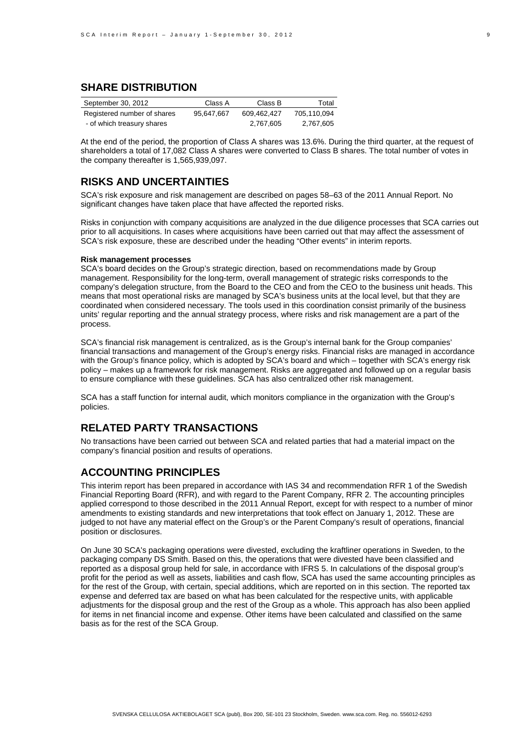## SHARE DISTRIBUTION

| September 30, 2012 | Class A | Class B | Total |
|---|---|---|---|
| Registered number of shares | 95,647,667 | 609,462,427 | 705,110,094 |
| - of which treasury shares | | 2,767,605 | 2,767,605 |

At the end of the period, the proportion of Class A shares was 13.6%. During the third quarter, at the request of shareholders a total of 17,082 Class A shares were converted to Class B shares. The total number of votes in the company thereafter is 1,565,939,097.

## RISKS AND UNCERTAINTIES

SCA's risk exposure and risk management are described on pages 58–63 of the 2011 Annual Report. No significant changes have taken place that have affected the reported risks.

Risks in conjunction with company acquisitions are analyzed in the due diligence processes that SCA carries out prior to all acquisitions. In cases where acquisitions have been carried out that may affect the assessment of SCA's risk exposure, these are described under the heading "Other events" in interim reports.

**Risk management processes**

SCA's board decides on the Group's strategic direction, based on recommendations made by Group management. Responsibility for the long-term, overall management of strategic risks corresponds to the company's delegation structure, from the Board to the CEO and from the CEO to the business unit heads. This means that most operational risks are managed by SCA's business units at the local level, but that they are coordinated when considered necessary. The tools used in this coordination consist primarily of the business units' regular reporting and the annual strategy process, where risks and risk management are a part of the process.

SCA's financial risk management is centralized, as is the Group's internal bank for the Group companies' financial transactions and management of the Group's energy risks. Financial risks are managed in accordance with the Group's finance policy, which is adopted by SCA's board and which – together with SCA's energy risk policy – makes up a framework for risk management. Risks are aggregated and followed up on a regular basis to ensure compliance with these guidelines. SCA has also centralized other risk management.

SCA has a staff function for internal audit, which monitors compliance in the organization with the Group's policies.

## RELATED PARTY TRANSACTIONS

No transactions have been carried out between SCA and related parties that had a material impact on the company's financial position and results of operations.

## ACCOUNTING PRINCIPLES

This interim report has been prepared in accordance with IAS 34 and recommendation RFR 1 of the Swedish Financial Reporting Board (RFR), and with regard to the Parent Company, RFR 2. The accounting principles applied correspond to those described in the 2011 Annual Report, except for with respect to a number of minor amendments to existing standards and new interpretations that took effect on January 1, 2012. These are judged to not have any material effect on the Group's or the Parent Company's result of operations, financial position or disclosures.

On June 30 SCA's packaging operations were divested, excluding the kraftliner operations in Sweden, to the packaging company DS Smith. Based on this, the operations that were divested have been classified and reported as a disposal group held for sale, in accordance with IFRS 5. In calculations of the disposal group's profit for the period as well as assets, liabilities and cash flow, SCA has used the same accounting principles as for the rest of the Group, with certain, special additions, which are reported on in this section. The reported tax expense and deferred tax are based on what has been calculated for the respective units, with applicable adjustments for the disposal group and the rest of the Group as a whole. This approach has also been applied for items in net financial income and expense. Other items have been calculated and classified on the same basis as for the rest of the SCA Group.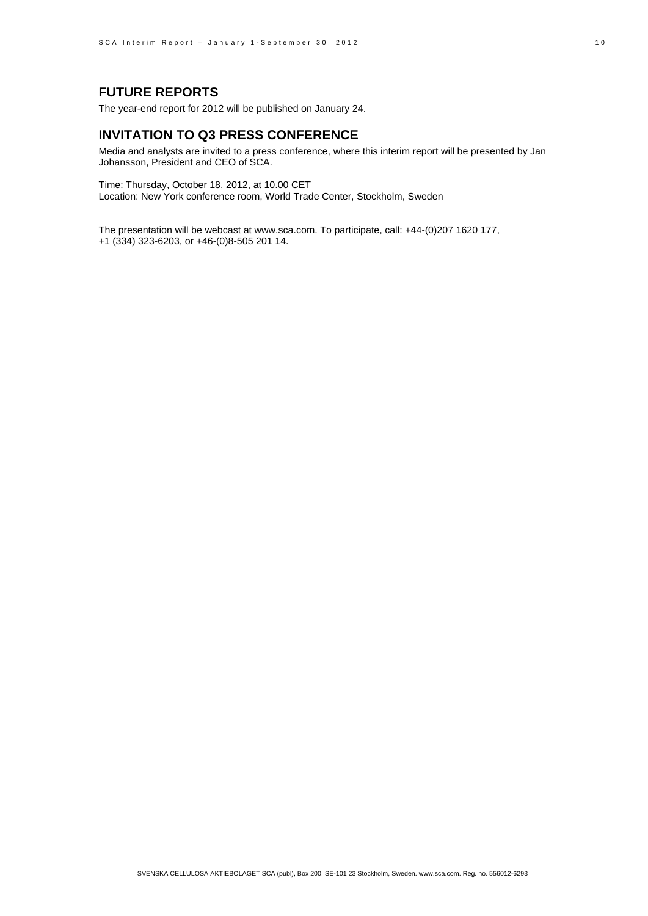## FUTURE REPORTS

The year-end report for 2012 will be published on January 24.

## INVITATION TO Q3 PRESS CONFERENCE

Media and analysts are invited to a press conference, where this interim report will be presented by Jan Johansson, President and CEO of SCA.

Time: Thursday, October 18, 2012, at 10.00 CET
Location: New York conference room, World Trade Center, Stockholm, Sweden

The presentation will be webcast at www.sca.com. To participate, call: +44-(0)207 1620 177, +1 (334) 323-6203, or +46-(0)8-505 201 14.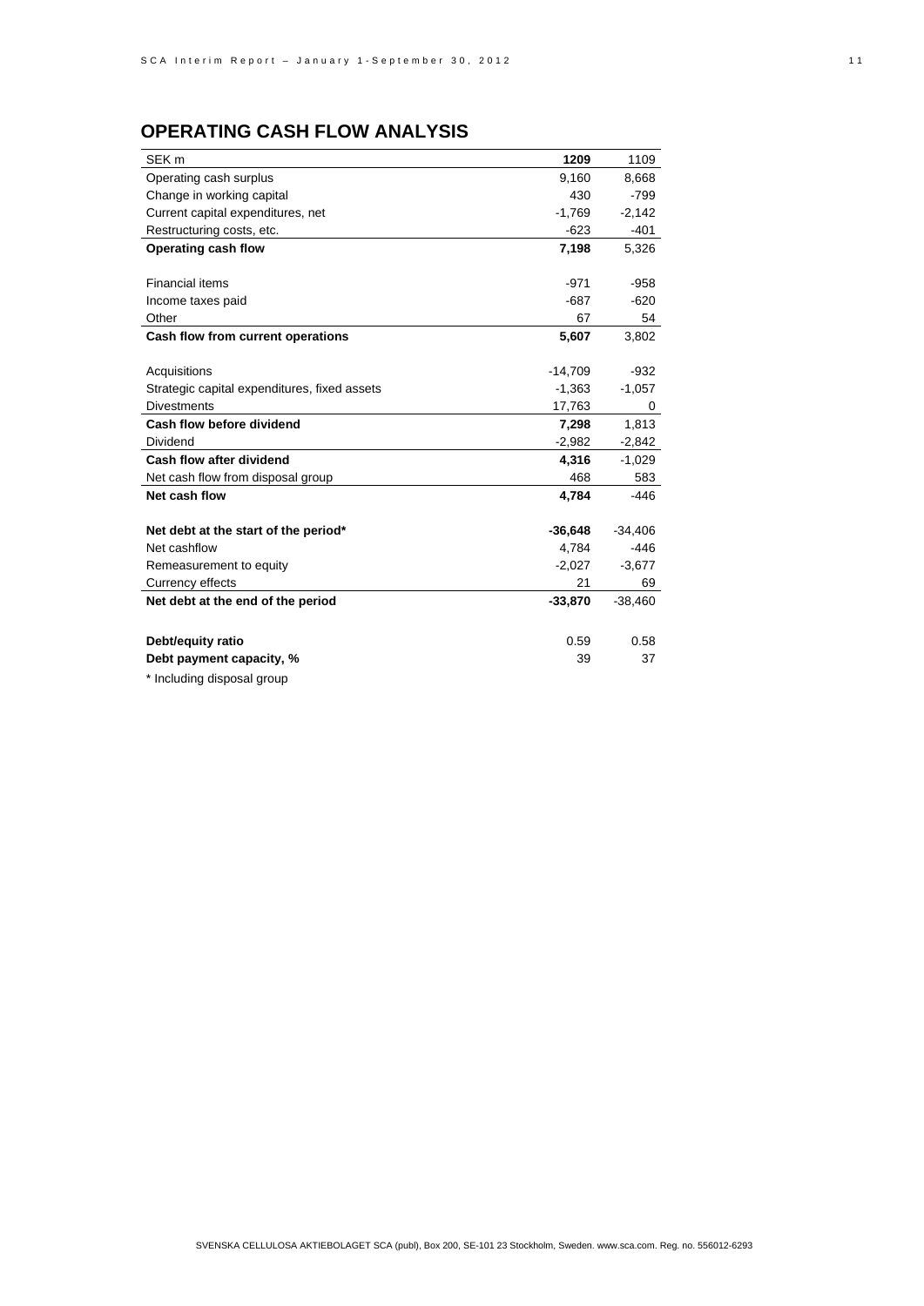## OPERATING CASH FLOW ANALYSIS

| SEK m | **1209** | 1109 |
|---|---|---|
| Operating cash surplus | 9,160 | 8,668 |
| Change in working capital | 430 | -799 |
| Current capital expenditures, net | -1,769 | -2,142 |
| Restructuring costs, etc. | -623 | -401 |
| **Operating cash flow** | **7,198** | 5,326 |
| | | |
| Financial items | -971 | -958 |
| Income taxes paid | -687 | -620 |
| Other | 67 | 54 |
| **Cash flow from current operations** | **5,607** | 3,802 |
| | | |
| Acquisitions | -14,709 | -932 |
| Strategic capital expenditures, fixed assets | -1,363 | -1,057 |
| Divestments | 17,763 | 0 |
| **Cash flow before dividend** | **7,298** | 1,813 |
| Dividend | -2,982 | -2,842 |
| **Cash flow after dividend** | **4,316** | -1,029 |
| Net cash flow from disposal group | 468 | 583 |
| **Net cash flow** | **4,784** | -446 |
| | | |
| **Net debt at the start of the period*** | **-36,648** | -34,406 |
| Net cashflow | 4,784 | -446 |
| Remeasurement to equity | -2,027 | -3,677 |
| Currency effects | 21 | 69 |
| **Net debt at the end of the period** | **-33,870** | -38,460 |
| | | |
| **Debt/equity ratio** | 0.59 | 0.58 |
| **Debt payment capacity, %** | 39 | 37 |

* Including disposal group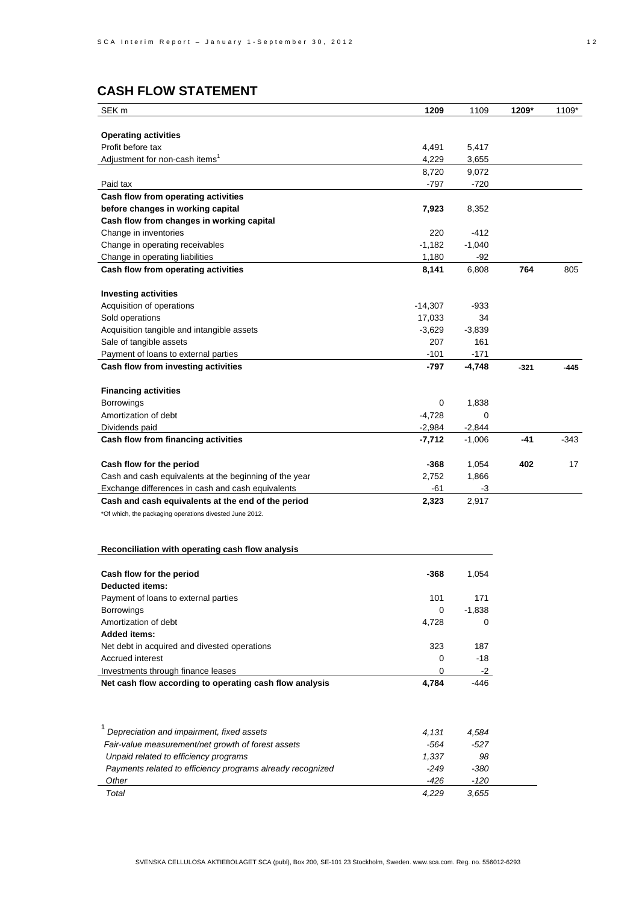## CASH FLOW STATEMENT

| SEK m | **1209** | 1109 | **1209*** | 1109* |
|---|---|---|---|---|
| **Operating activities** | | | | |
| Profit before tax | 4,491 | 5,417 | | |
| Adjustment for non-cash items[1] | 4,229 | 3,655 | | |
| | 8,720 | 9,072 | | |
| Paid tax | -797 | -720 | | |
| **Cash flow from operating activities before changes in working capital** | **7,923** | 8,352 | | |
| **Cash flow from changes in working capital** | | | | |
| Change in inventories | 220 | -412 | | |
| Change in operating receivables | -1,182 | -1,040 | | |
| Change in operating liabilities | 1,180 | -92 | | |
| **Cash flow from operating activities** | **8,141** | 6,808 | **764** | 805 |
| **Investing activities** | | | | |
| Acquisition of operations | -14,307 | -933 | | |
| Sold operations | 17,033 | 34 | | |
| Acquisition tangible and intangible assets | -3,629 | -3,839 | | |
| Sale of tangible assets | 207 | 161 | | |
| Payment of loans to external parties | -101 | -171 | | |
| **Cash flow from investing activities** | **-797** | **-4,748** | **-321** | **-445** |
| **Financing activities** | | | | |
| Borrowings | 0 | 1,838 | | |
| Amortization of debt | -4,728 | 0 | | |
| Dividends paid | -2,984 | -2,844 | | |
| **Cash flow from financing activities** | **-7,712** | -1,006 | **-41** | -343 |
| **Cash flow for the period** | **-368** | 1,054 | **402** | 17 |
| Cash and cash equivalents at the beginning of the year | 2,752 | 1,866 | | |
| Exchange differences in cash and cash equivalents | -61 | -3 | | |
| **Cash and cash equivalents at the end of the period** | **2,323** | 2,917 | | |

*Of which, the packaging operations divested June 2012.

**Reconciliation with operating cash flow analysis**

| | | |
|---|---|---|
| **Cash flow for the period** | **-368** | 1,054 |
| **Deducted items:** | | |
| Payment of loans to external parties | 101 | 171 |
| Borrowings | 0 | -1,838 |
| Amortization of debt | 4,728 | 0 |
| **Added items:** | | |
| Net debt in acquired and divested operations | 323 | 187 |
| Accrued interest | 0 | -18 |
| Investments through finance leases | 0 | -2 |
| **Net cash flow according to operating cash flow analysis** | **4,784** | -446 |

| | | |
|---|---|---|
| [1] *Depreciation and impairment, fixed assets* | *4,131* | *4,584* |
| *Fair-value measurement/net growth of forest assets* | *-564* | *-527* |
| *Unpaid related to efficiency programs* | *1,337* | *98* |
| *Payments related to efficiency programs already recognized* | *-249* | *-380* |
| *Other* | *-426* | *-120* |
| *Total* | *4,229* | *3,655* |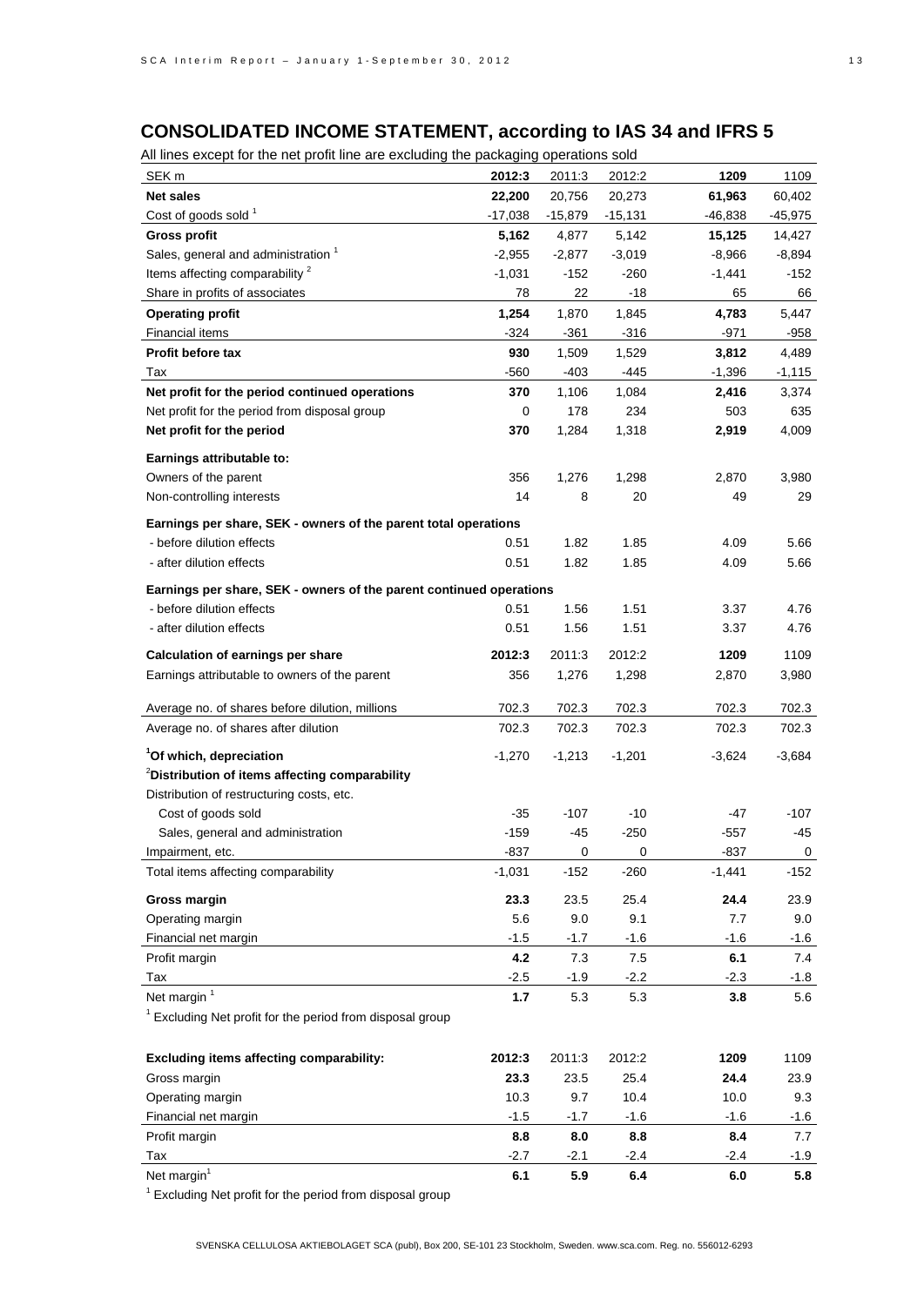## CONSOLIDATED INCOME STATEMENT, according to IAS 34 and IFRS 5

All lines except for the net profit line are excluding the packaging operations sold

| SEK m | 2012:3 | 2011:3 | 2012:2 | 1209 | 1109 |
|---|---|---|---|---|---|
| **Net sales** | **22,200** | 20,756 | 20,273 | **61,963** | 60,402 |
| Cost of goods sold [1] | -17,038 | -15,879 | -15,131 | -46,838 | -45,975 |
| **Gross profit** | **5,162** | 4,877 | 5,142 | **15,125** | 14,427 |
| Sales, general and administration [1] | -2,955 | -2,877 | -3,019 | -8,966 | -8,894 |
| Items affecting comparability [2] | -1,031 | -152 | -260 | -1,441 | -152 |
| Share in profits of associates | 78 | 22 | -18 | 65 | 66 |
| **Operating profit** | **1,254** | 1,870 | 1,845 | **4,783** | 5,447 |
| Financial items | -324 | -361 | -316 | -971 | -958 |
| **Profit before tax** | **930** | 1,509 | 1,529 | **3,812** | 4,489 |
| Tax | -560 | -403 | -445 | -1,396 | -1,115 |
| **Net profit for the period continued operations** | **370** | 1,106 | 1,084 | **2,416** | 3,374 |
| Net profit for the period from disposal group | 0 | 178 | 234 | 503 | 635 |
| **Net profit for the period** | **370** | 1,284 | 1,318 | **2,919** | 4,009 |
| **Earnings attributable to:** | | | | | |
| Owners of the parent | 356 | 1,276 | 1,298 | 2,870 | 3,980 |
| Non-controlling interests | 14 | 8 | 20 | 49 | 29 |
| **Earnings per share, SEK - owners of the parent total operations** | | | | | |
| - before dilution effects | 0.51 | 1.82 | 1.85 | 4.09 | 5.66 |
| - after dilution effects | 0.51 | 1.82 | 1.85 | 4.09 | 5.66 |
| **Earnings per share, SEK - owners of the parent continued operations** | | | | | |
| - before dilution effects | 0.51 | 1.56 | 1.51 | 3.37 | 4.76 |
| - after dilution effects | 0.51 | 1.56 | 1.51 | 3.37 | 4.76 |
| **Calculation of earnings per share** | **2012:3** | 2011:3 | 2012:2 | **1209** | 1109 |
| Earnings attributable to owners of the parent | 356 | 1,276 | 1,298 | 2,870 | 3,980 |
| Average no. of shares before dilution, millions | 702.3 | 702.3 | 702.3 | 702.3 | 702.3 |
| Average no. of shares after dilution | 702.3 | 702.3 | 702.3 | 702.3 | 702.3 |
| **[1]Of which, depreciation** | -1,270 | -1,213 | -1,201 | -3,624 | -3,684 |
| **[2]Distribution of items affecting comparability** | | | | | |
| Distribution of restructuring costs, etc. | | | | | |
| Cost of goods sold | -35 | -107 | -10 | -47 | -107 |
| Sales, general and administration | -159 | -45 | -250 | -557 | -45 |
| Impairment, etc. | -837 | 0 | 0 | -837 | 0 |
| Total items affecting comparability | -1,031 | -152 | -260 | -1,441 | -152 |
| **Gross margin** | **23.3** | 23.5 | 25.4 | **24.4** | 23.9 |
| Operating margin | 5.6 | 9.0 | 9.1 | 7.7 | 9.0 |
| Financial net margin | -1.5 | -1.7 | -1.6 | -1.6 | -1.6 |
| Profit margin | **4.2** | 7.3 | 7.5 | **6.1** | 7.4 |
| Tax | -2.5 | -1.9 | -2.2 | -2.3 | -1.8 |
| Net margin [1] | **1.7** | 5.3 | 5.3 | **3.8** | 5.6 |

[1] Excluding Net profit for the period from disposal group

| **Excluding items affecting comparability:** | **2012:3** | 2011:3 | 2012:2 | **1209** | 1109 |
|---|---|---|---|---|---|
| Gross margin | **23.3** | 23.5 | 25.4 | **24.4** | 23.9 |
| Operating margin | 10.3 | 9.7 | 10.4 | 10.0 | 9.3 |
| Financial net margin | -1.5 | -1.7 | -1.6 | -1.6 | -1.6 |
| Profit margin | **8.8** | **8.0** | **8.8** | **8.4** | 7.7 |
| Tax | -2.7 | -2.1 | -2.4 | -2.4 | -1.9 |
| Net margin[1] | **6.1** | **5.9** | **6.4** | **6.0** | **5.8** |

[1] Excluding Net profit for the period from disposal group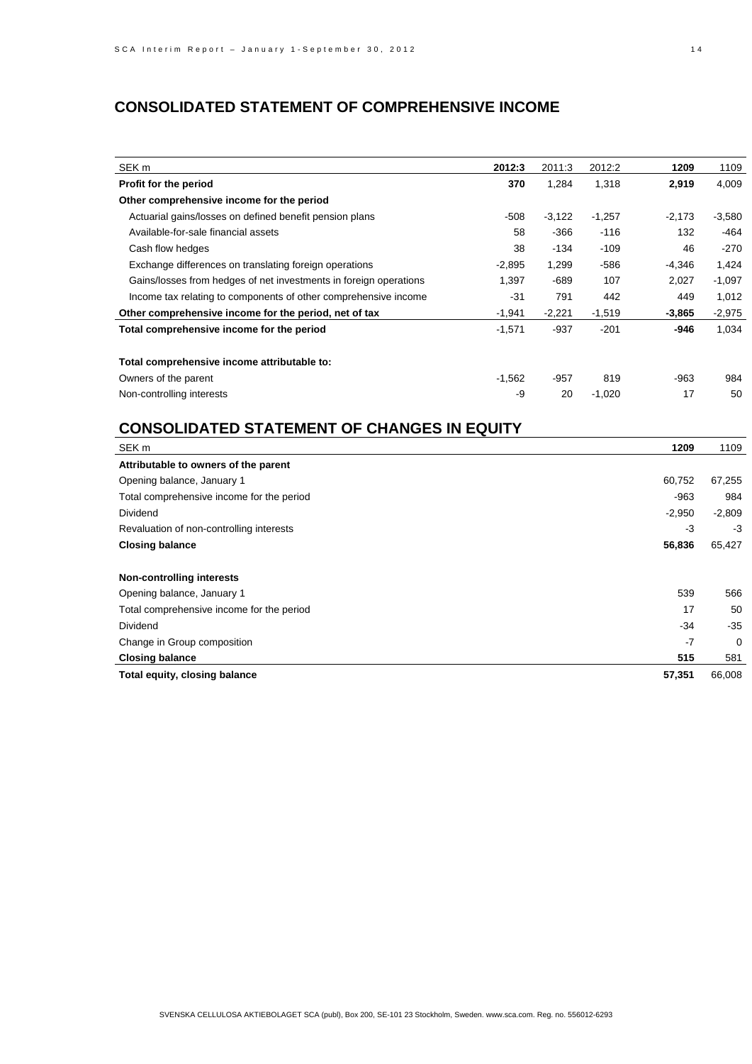## CONSOLIDATED STATEMENT OF COMPREHENSIVE INCOME

| SEK m | **2012:3** | 2011:3 | 2012:2 | **1209** | 1109 |
|---|---|---|---|---|---|
| **Profit for the period** | **370** | 1,284 | 1,318 | **2,919** | 4,009 |
| **Other comprehensive income for the period** | | | | | |
| Actuarial gains/losses on defined benefit pension plans | -508 | -3,122 | -1,257 | -2,173 | -3,580 |
| Available-for-sale financial assets | 58 | -366 | -116 | 132 | -464 |
| Cash flow hedges | 38 | -134 | -109 | 46 | -270 |
| Exchange differences on translating foreign operations | -2,895 | 1,299 | -586 | -4,346 | 1,424 |
| Gains/losses from hedges of net investments in foreign operations | 1,397 | -689 | 107 | 2,027 | -1,097 |
| Income tax relating to components of other comprehensive income | -31 | 791 | 442 | 449 | 1,012 |
| **Other comprehensive income for the period, net of tax** | -1,941 | -2,221 | -1,519 | **-3,865** | -2,975 |
| **Total comprehensive income for the period** | -1,571 | -937 | -201 | **-946** | 1,034 |
| | | | | | |
| **Total comprehensive income attributable to:** | | | | | |
| Owners of the parent | -1,562 | -957 | 819 | -963 | 984 |
| Non-controlling interests | -9 | 20 | -1,020 | 17 | 50 |

## CONSOLIDATED STATEMENT OF CHANGES IN EQUITY

| SEK m | **1209** | 1109 |
|---|---|---|
| **Attributable to owners of the parent** | | |
| Opening balance, January 1 | 60,752 | 67,255 |
| Total comprehensive income for the period | -963 | 984 |
| Dividend | -2,950 | -2,809 |
| Revaluation of non-controlling interests | -3 | -3 |
| **Closing balance** | **56,836** | 65,427 |
| | | |
| **Non-controlling interests** | | |
| Opening balance, January 1 | 539 | 566 |
| Total comprehensive income for the period | 17 | 50 |
| Dividend | -34 | -35 |
| Change in Group composition | -7 | 0 |
| **Closing balance** | **515** | 581 |
| **Total equity, closing balance** | **57,351** | 66,008 |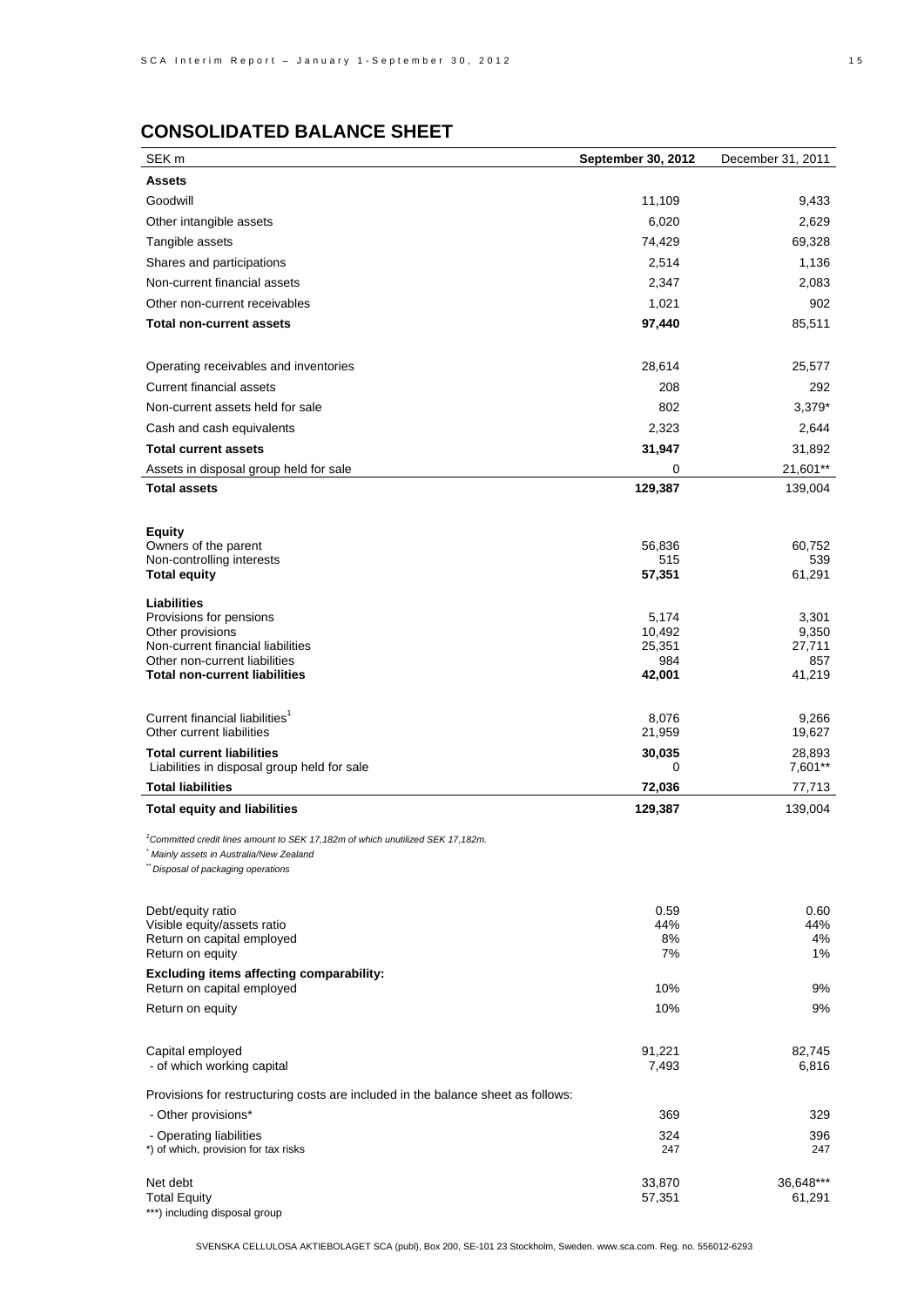## CONSOLIDATED BALANCE SHEET

| SEK m | **September 30, 2012** | December 31, 2011 |
|---|---|---|
| **Assets** | | |
| Goodwill | 11,109 | 9,433 |
| Other intangible assets | 6,020 | 2,629 |
| Tangible assets | 74,429 | 69,328 |
| Shares and participations | 2,514 | 1,136 |
| Non-current financial assets | 2,347 | 2,083 |
| Other non-current receivables | 1,021 | 902 |
| **Total non-current assets** | **97,440** | 85,511 |
| | | |
| Operating receivables and inventories | 28,614 | 25,577 |
| Current financial assets | 208 | 292 |
| Non-current assets held for sale | 802 | 3,379* |
| Cash and cash equivalents | 2,323 | 2,644 |
| **Total current assets** | **31,947** | 31,892 |
| Assets in disposal group held for sale | 0 | 21,601** |
| **Total assets** | **129,387** | 139,004 |
| | | |
| **Equity** | | |
| Owners of the parent | 56,836 | 60,752 |
| Non-controlling interests | 515 | 539 |
| **Total equity** | **57,351** | 61,291 |
| **Liabilities** | | |
| Provisions for pensions | 5,174 | 3,301 |
| Other provisions | 10,492 | 9,350 |
| Non-current financial liabilities | 25,351 | 27,711 |
| Other non-current liabilities | 984 | 857 |
| **Total non-current liabilities** | **42,001** | 41,219 |
| | | |
| Current financial liabilities[1] | 8,076 | 9,266 |
| Other current liabilities | 21,959 | 19,627 |
| **Total current liabilities** | **30,035** | 28,893 |
| Liabilities in disposal group held for sale | 0 | 7,601** |
| **Total liabilities** | **72,036** | 77,713 |
| **Total equity and liabilities** | **129,387** | 139,004 |

*[1]Committed credit lines amount to SEK 17,182m of which unutilized SEK 17,182m.*
*\* Mainly assets in Australia/New Zealand*
*\*\* Disposal of packaging operations*

| | | |
|---|---|---|
| Debt/equity ratio | 0.59 | 0.60 |
| Visible equity/assets ratio | 44% | 44% |
| Return on capital employed | 8% | 4% |
| Return on equity | 7% | 1% |
| **Excluding items affecting comparability:** | | |
| Return on capital employed | 10% | 9% |
| Return on equity | 10% | 9% |
| | | |
| Capital employed | 91,221 | 82,745 |
| - of which working capital | 7,493 | 6,816 |
| Provisions for restructuring costs are included in the balance sheet as follows: | | |
| - Other provisions* | 369 | 329 |
| - Operating liabilities | 324 | 396 |
| *) of which, provision for tax risks | 247 | 247 |
| | | |
| Net debt | 33,870 | 36,648*** |
| Total Equity | 57,351 | 61,291 |

***) including disposal group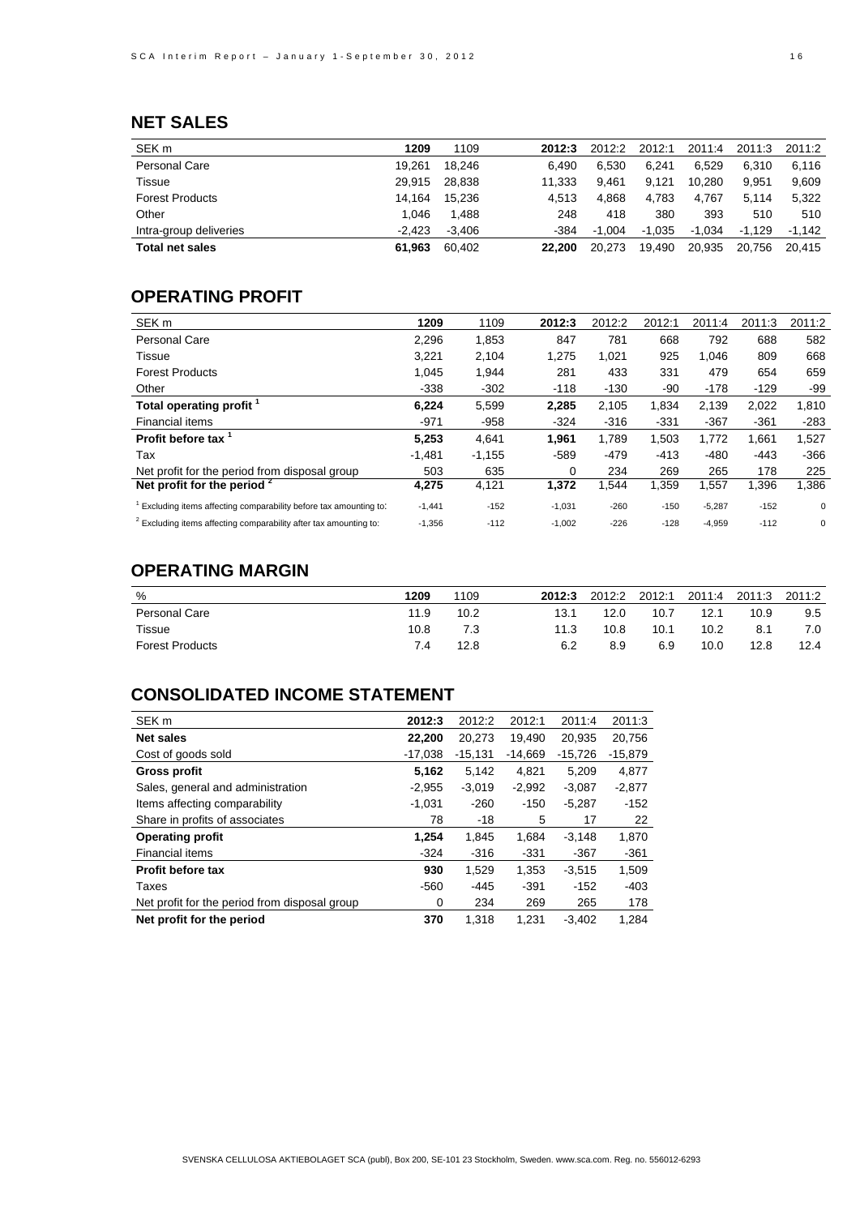## NET SALES

| SEK m | 1209 | 1109 | 2012:3 | 2012:2 | 2012:1 | 2011:4 | 2011:3 | 2011:2 |
|---|---|---|---|---|---|---|---|---|
| Personal Care | 19,261 | 18,246 | 6,490 | 6,530 | 6,241 | 6,529 | 6,310 | 6,116 |
| Tissue | 29,915 | 28,838 | 11,333 | 9,461 | 9,121 | 10,280 | 9,951 | 9,609 |
| Forest Products | 14,164 | 15,236 | 4,513 | 4,868 | 4,783 | 4,767 | 5,114 | 5,322 |
| Other | 1,046 | 1,488 | 248 | 418 | 380 | 393 | 510 | 510 |
| Intra-group deliveries | -2,423 | -3,406 | -384 | -1,004 | -1,035 | -1,034 | -1,129 | -1,142 |
| **Total net sales** | **61,963** | 60,402 | **22,200** | 20,273 | 19,490 | 20,935 | 20,756 | 20,415 |

## OPERATING PROFIT

| SEK m | 1209 | 1109 | 2012:3 | 2012:2 | 2012:1 | 2011:4 | 2011:3 | 2011:2 |
|---|---|---|---|---|---|---|---|---|
| Personal Care | 2,296 | 1,853 | 847 | 781 | 668 | 792 | 688 | 582 |
| Tissue | 3,221 | 2,104 | 1,275 | 1,021 | 925 | 1,046 | 809 | 668 |
| Forest Products | 1,045 | 1,944 | 281 | 433 | 331 | 479 | 654 | 659 |
| Other | -338 | -302 | -118 | -130 | -90 | -178 | -129 | -99 |
| **Total operating profit [1]** | **6,224** | 5,599 | **2,285** | 2,105 | 1,834 | 2,139 | 2,022 | 1,810 |
| Financial items | -971 | -958 | -324 | -316 | -331 | -367 | -361 | -283 |
| **Profit before tax [1]** | **5,253** | 4,641 | **1,961** | 1,789 | 1,503 | 1,772 | 1,661 | 1,527 |
| Tax | -1,481 | -1,155 | -589 | -479 | -413 | -480 | -443 | -366 |
| Net profit for the period from disposal group | 503 | 635 | 0 | 234 | 269 | 265 | 178 | 225 |
| **Net profit for the period [2]** | **4,275** | 4,121 | **1,372** | 1,544 | 1,359 | 1,557 | 1,396 | 1,386 |
| [1] Excluding items affecting comparability before tax amounting to: | -1,441 | -152 | -1,031 | -260 | -150 | -5,287 | -152 | 0 |
| [2] Excluding items affecting comparability after tax amounting to: | -1,356 | -112 | -1,002 | -226 | -128 | -4,959 | -112 | 0 |

## OPERATING MARGIN

| % | 1209 | 1109 | 2012:3 | 2012:2 | 2012:1 | 2011:4 | 2011:3 | 2011:2 |
|---|---|---|---|---|---|---|---|---|
| Personal Care | 11.9 | 10.2 | 13.1 | 12.0 | 10.7 | 12.1 | 10.9 | 9.5 |
| Tissue | 10.8 | 7.3 | 11.3 | 10.8 | 10.1 | 10.2 | 8.1 | 7.0 |
| Forest Products | 7.4 | 12.8 | 6.2 | 8.9 | 6.9 | 10.0 | 12.8 | 12.4 |

## CONSOLIDATED INCOME STATEMENT

| SEK m | 2012:3 | 2012:2 | 2012:1 | 2011:4 | 2011:3 |
|---|---|---|---|---|---|
| **Net sales** | **22,200** | 20,273 | 19,490 | 20,935 | 20,756 |
| Cost of goods sold | -17,038 | -15,131 | -14,669 | -15,726 | -15,879 |
| **Gross profit** | **5,162** | 5,142 | 4,821 | 5,209 | 4,877 |
| Sales, general and administration | -2,955 | -3,019 | -2,992 | -3,087 | -2,877 |
| Items affecting comparability | -1,031 | -260 | -150 | -5,287 | -152 |
| Share in profits of associates | 78 | -18 | 5 | 17 | 22 |
| **Operating profit** | **1,254** | 1,845 | 1,684 | -3,148 | 1,870 |
| Financial items | -324 | -316 | -331 | -367 | -361 |
| **Profit before tax** | **930** | 1,529 | 1,353 | -3,515 | 1,509 |
| Taxes | -560 | -445 | -391 | -152 | -403 |
| Net profit for the period from disposal group | 0 | 234 | 269 | 265 | 178 |
| **Net profit for the period** | **370** | 1,318 | 1,231 | -3,402 | 1,284 |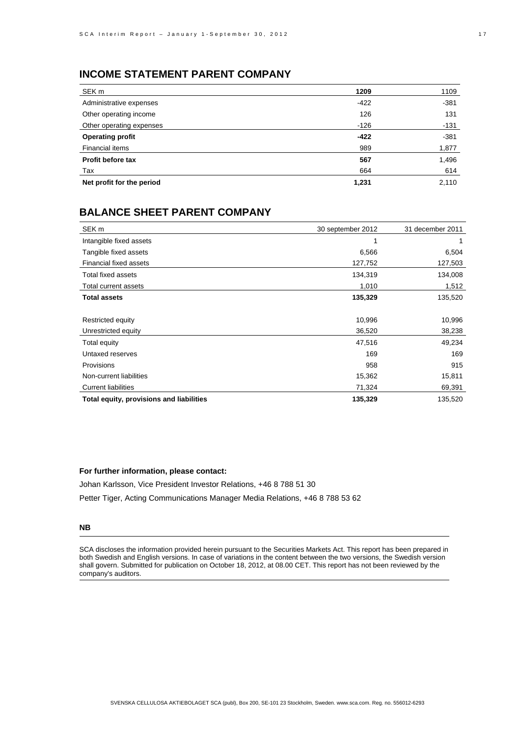## INCOME STATEMENT PARENT COMPANY

| SEK m | **1209** | 1109 |
|---|---|---|
| Administrative expenses | -422 | -381 |
| Other operating income | 126 | 131 |
| Other operating expenses | -126 | -131 |
| **Operating profit** | **-422** | -381 |
| Financial items | 989 | 1,877 |
| **Profit before tax** | **567** | 1,496 |
| Tax | 664 | 614 |
| **Net profit for the period** | **1,231** | 2,110 |

## BALANCE SHEET PARENT COMPANY

| SEK m | 30 september 2012 | 31 december 2011 |
|---|---|---|
| Intangible fixed assets | 1 | 1 |
| Tangible fixed assets | 6,566 | 6,504 |
| Financial fixed assets | 127,752 | 127,503 |
| Total fixed assets | 134,319 | 134,008 |
| Total current assets | 1,010 | 1,512 |
| **Total assets** | **135,329** | 135,520 |
| | | |
| Restricted equity | 10,996 | 10,996 |
| Unrestricted equity | 36,520 | 38,238 |
| Total equity | 47,516 | 49,234 |
| Untaxed reserves | 169 | 169 |
| Provisions | 958 | 915 |
| Non-current liabilities | 15,362 | 15,811 |
| Current liabilities | 71,324 | 69,391 |
| **Total equity, provisions and liabilities** | **135,329** | 135,520 |

**For further information, please contact:**

Johan Karlsson, Vice President Investor Relations, +46 8 788 51 30

Petter Tiger, Acting Communications Manager Media Relations, +46 8 788 53 62

**NB**

SCA discloses the information provided herein pursuant to the Securities Markets Act. This report has been prepared in both Swedish and English versions. In case of variations in the content between the two versions, the Swedish version shall govern. Submitted for publication on October 18, 2012, at 08.00 CET. This report has not been reviewed by the company's auditors.

SVENSKA CELLULOSA AKTIEBOLAGET SCA (publ), Box 200, SE-101 23 Stockholm, Sweden. www.sca.com. Reg. no. 556012-6293